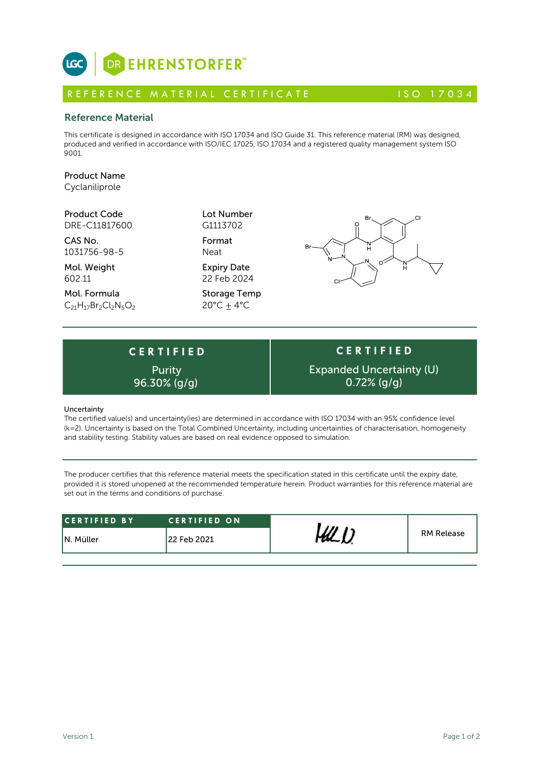LGC | DR EHRENSTORFER™

REFERENCE MATERIAL CERTIFICATE ISO 17034

## Reference Material

This certificate is designed in accordance with ISO 17034 and ISO Guide 31. This reference material (RM) was designed, produced and verified in accordance with ISO/IEC 17025, ISO 17034 and a registered quality management system ISO 9001.

**Product Name**
Cyclaniliprole

**Product Code**
DRE-C11817600

**CAS No.**
1031756-98-5

**Mol. Weight**
602.11

**Mol. Formula**
$C_{21}H_{17}Br_2Cl_2N_5O_2$

**Lot Number**
G1113702

**Format**
Neat

**Expiry Date**
22 Feb 2024

**Storage Temp**
20°C ± 4°C

| CERTIFIED | CERTIFIED |
|---|---|
| Purity 96.30% (g/g) | Expanded Uncertainty (U) 0.72% (g/g) |

**Uncertainty**
The certified value(s) and uncertainty(ies) are determined in accordance with ISO 17034 with an 95% confidence level (k=2). Uncertainty is based on the Total Combined Uncertainty, including uncertainties of characterisation, homogeneity and stability testing. Stability values are based on real evidence opposed to simulation.

The producer certifies that this reference material meets the specification stated in this certificate until the expiry date, provided it is stored unopened at the recommended temperature herein. Product warranties for this reference material are set out in the terms and conditions of purchase.

| CERTIFIED BY | CERTIFIED ON | | |
|---|---|---|---|
| N. Müller | 22 Feb 2021 | [signature] | RM Release |

Version 1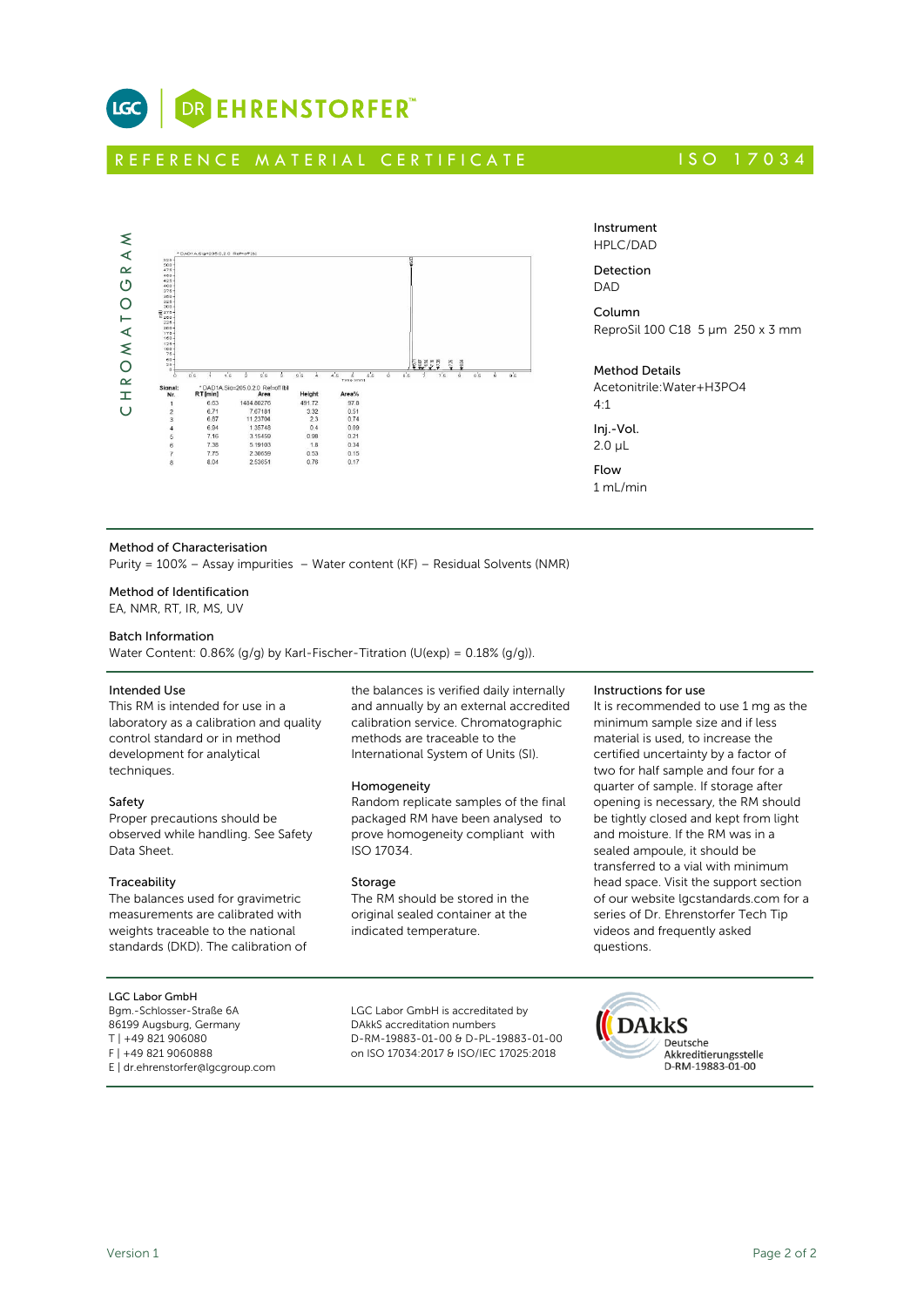# REFERENCE MATERIAL CERTIFICATE ISO 17034

## CHROMATOGRAM

*DAD1A Sig=205.0 2.0 Ref=off

| Nr. | RT [min] | Area | Height | Area% |
| --- | --- | --- | --- | --- |
| 1 | 6.63 | 1484.60276 | 491.72 | 97.8 |
| 2 | 6.71 | 7.67181 | 3.32 | 0.51 |
| 3 | 6.87 | 11.23704 | 2.3 | 0.74 |
| 4 | 6.94 | 1.35748 | 0.4 | 0.09 |
| 5 | 7.16 | 3.15459 | 0.98 | 0.21 |
| 6 | 7.38 | 5.19103 | 1.8 | 0.34 |
| 7 | 7.75 | 2.30659 | 0.53 | 0.15 |
| 8 | 8.04 | 2.53651 | 0.78 | 0.17 |

**Instrument**
HPLC/DAD

**Detection**
DAD

**Column**
ReproSil 100 C18 5 µm 250 x 3 mm

**Method Details**
Acetonitrile:Water+H3PO4
4:1

**Inj.-Vol.**
2.0 µL

**Flow**
1 mL/min

### Method of Characterisation
Purity = 100% – Assay impurities – Water content (KF) – Residual Solvents (NMR)

### Method of Identification
EA, NMR, RT, IR, MS, UV

### Batch Information
Water Content: 0.86% (g/g) by Karl-Fischer-Titration (U(exp) = 0.18% (g/g)).

### Intended Use
This RM is intended for use in a laboratory as a calibration and quality control standard or in method development for analytical techniques.

### Safety
Proper precautions should be observed while handling. See Safety Data Sheet.

### Traceability
The balances used for gravimetric measurements are calibrated with weights traceable to the national standards (DKD). The calibration of the balances is verified daily internally and annually by an external accredited calibration service. Chromatographic methods are traceable to the International System of Units (SI).

### Homogeneity
Random replicate samples of the final packaged RM have been analysed to prove homogeneity compliant with ISO 17034.

### Storage
The RM should be stored in the original sealed container at the indicated temperature.

### Instructions for use
It is recommended to use 1 mg as the minimum sample size and if less material is used, to increase the certified uncertainty by a factor of two for half sample and four for a quarter of sample. If storage after opening is necessary, the RM should be tightly closed and kept from light and moisture. If the RM was in a sealed ampoule, it should be transferred to a vial with minimum head space. Visit the support section of our website lgcstandards.com for a series of Dr. Ehrenstorfer Tech Tip videos and frequently asked questions.

LGC Labor GmbH
Bgm.-Schlosser-Straße 6A
86199 Augsburg, Germany
T | +49 821 906080
F | +49 821 9060888
E | dr.ehrenstorfer@lgcgroup.com

LGC Labor GmbH is accreditated by DAkkS accreditation numbers D-RM-19883-01-00 & D-PL-19883-01-00 on ISO 17034:2017 & ISO/IEC 17025:2018

DAkkS Deutsche Akkreditierungsstelle D-RM-19883-01-00

Version 1